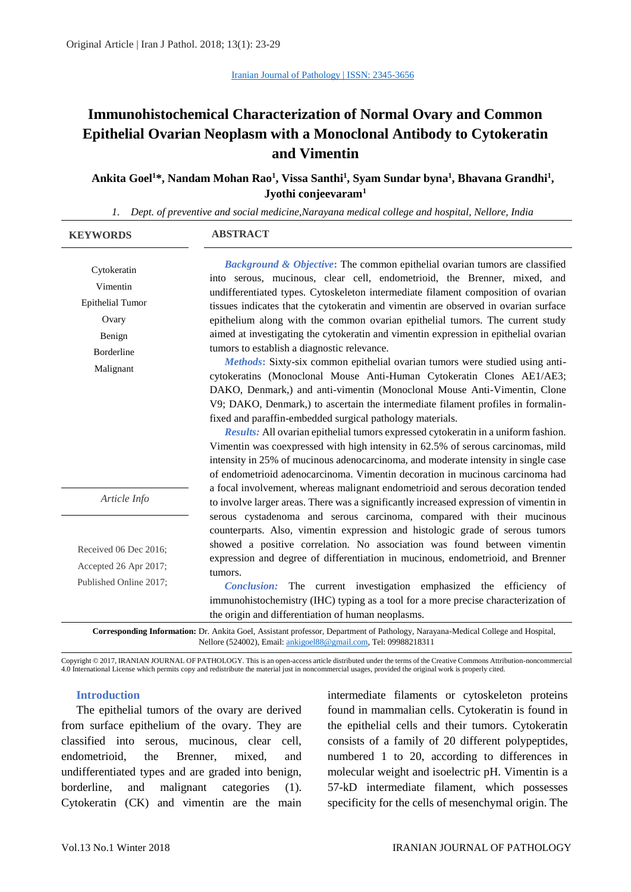Original Article | Iran J Pathol. 2018; 13(1): 23-29

Iranian Journal of Pathology | ISSN: 2345-3656

# Immunohistochemical Characterization of Normal Ovary and Common Epithelial Ovarian Neoplasm with a Monoclonal Antibody to Cytokeratin and Vimentin

**Ankita Goel[1]\*, Nandam Mohan Rao[1], Vissa Santhi[1], Syam Sundar byna[1], Bhavana Grandhi[1], Jyothi conjeevaram[1]**

*1. Dept. of preventive and social medicine,Narayana medical college and hospital, Nellore, India*

**KEYWORDS**

Cytokeratin
Vimentin
Epithelial Tumor
Ovary
Benign
Borderline
Malignant

*Article Info*

Received 06 Dec 2016;
Accepted 26 Apr 2017;
Published Online 2017;

**ABSTRACT**

***Background & Objective*:** The common epithelial ovarian tumors are classified into serous, mucinous, clear cell, endometrioid, the Brenner, mixed, and undifferentiated types. Cytoskeleton intermediate filament composition of ovarian tissues indicates that the cytokeratin and vimentin are observed in ovarian surface epithelium along with the common ovarian epithelial tumors. The current study aimed at investigating the cytokeratin and vimentin expression in epithelial ovarian tumors to establish a diagnostic relevance.

***Methods*:** Sixty-six common epithelial ovarian tumors were studied using anti-cytokeratins (Monoclonal Mouse Anti-Human Cytokeratin Clones AE1/AE3; DAKO, Denmark,) and anti-vimentin (Monoclonal Mouse Anti-Vimentin, Clone V9; DAKO, Denmark,) to ascertain the intermediate filament profiles in formalin-fixed and paraffin-embedded surgical pathology materials.

***Results:*** All ovarian epithelial tumors expressed cytokeratin in a uniform fashion. Vimentin was coexpressed with high intensity in 62.5% of serous carcinomas, mild intensity in 25% of mucinous adenocarcinoma, and moderate intensity in single case of endometrioid adenocarcinoma. Vimentin decoration in mucinous carcinoma had a focal involvement, whereas malignant endometrioid and serous decoration tended to involve larger areas. There was a significantly increased expression of vimentin in serous cystadenoma and serous carcinoma, compared with their mucinous counterparts. Also, vimentin expression and histologic grade of serous tumors showed a positive correlation. No association was found between vimentin expression and degree of differentiation in mucinous, endometrioid, and Brenner tumors.

***Conclusion:*** The current investigation emphasized the efficiency of immunohistochemistry (IHC) typing as a tool for a more precise characterization of the origin and differentiation of human neoplasms.

**Corresponding Information:** Dr. Ankita Goel, Assistant professor, Department of Pathology, Narayana-Medical College and Hospital, Nellore (524002), Email: ankigoel88@gmail.com, Tel: 09988218311

Copyright © 2017, IRANIAN JOURNAL OF PATHOLOGY. This is an open-access article distributed under the terms of the Creative Commons Attribution-noncommercial 4.0 International License which permits copy and redistribute the material just in noncommercial usages, provided the original work is properly cited.

## Introduction

The epithelial tumors of the ovary are derived from surface epithelium of the ovary. They are classified into serous, mucinous, clear cell, endometrioid, the Brenner, mixed, and undifferentiated types and are graded into benign, borderline, and malignant categories (1). Cytokeratin (CK) and vimentin are the main intermediate filaments or cytoskeleton proteins found in mammalian cells. Cytokeratin is found in the epithelial cells and their tumors. Cytokeratin consists of a family of 20 different polypeptides, numbered 1 to 20, according to differences in molecular weight and isoelectric pH. Vimentin is a 57-kD intermediate filament, which possesses specificity for the cells of mesenchymal origin. The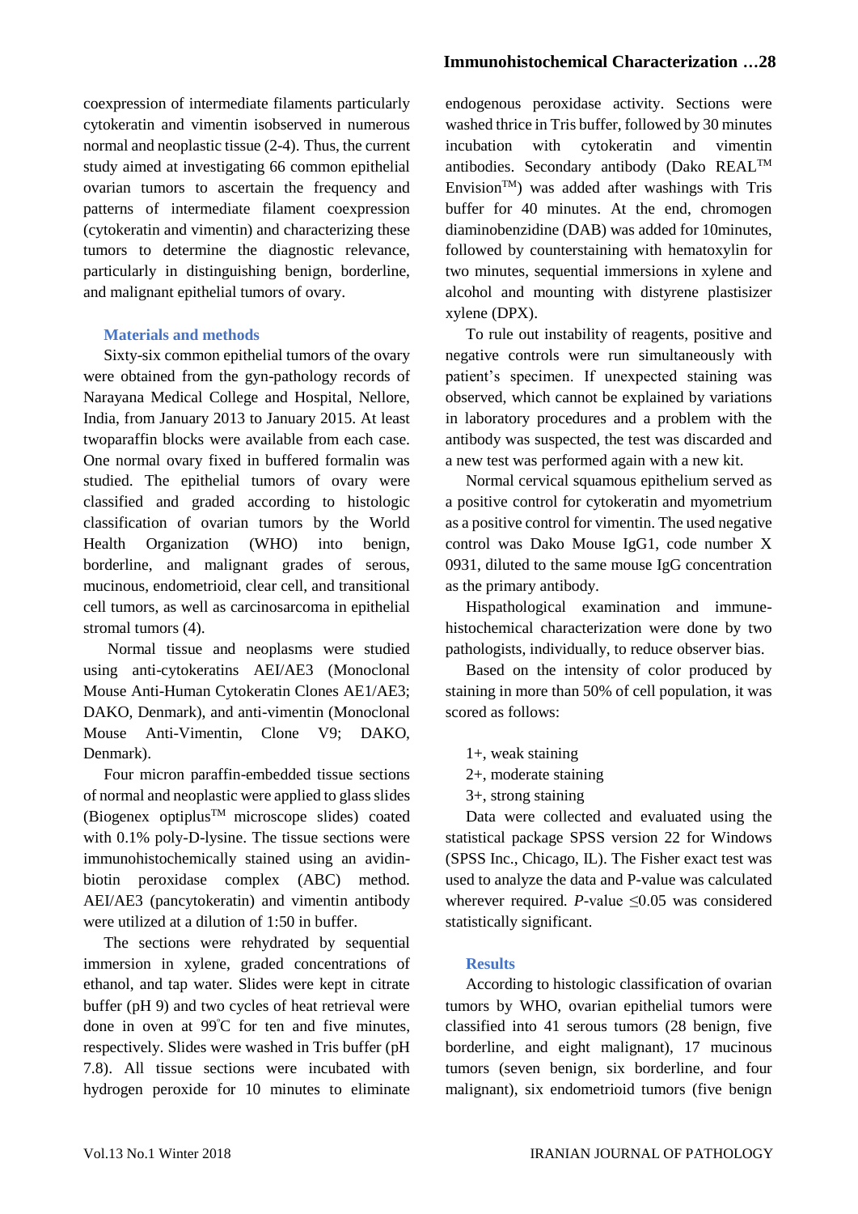coexpression of intermediate filaments particularly cytokeratin and vimentin isobserved in numerous normal and neoplastic tissue (2-4). Thus, the current study aimed at investigating 66 common epithelial ovarian tumors to ascertain the frequency and patterns of intermediate filament coexpression (cytokeratin and vimentin) and characterizing these tumors to determine the diagnostic relevance, particularly in distinguishing benign, borderline, and malignant epithelial tumors of ovary.

## Materials and methods

Sixty-six common epithelial tumors of the ovary were obtained from the gyn-pathology records of Narayana Medical College and Hospital, Nellore, India, from January 2013 to January 2015. At least twoparaffin blocks were available from each case. One normal ovary fixed in buffered formalin was studied. The epithelial tumors of ovary were classified and graded according to histologic classification of ovarian tumors by the World Health Organization (WHO) into benign, borderline, and malignant grades of serous, mucinous, endometrioid, clear cell, and transitional cell tumors, as well as carcinosarcoma in epithelial stromal tumors (4).

Normal tissue and neoplasms were studied using anti-cytokeratins AEI/AE3 (Monoclonal Mouse Anti-Human Cytokeratin Clones AE1/AE3; DAKO, Denmark), and anti-vimentin (Monoclonal Mouse Anti-Vimentin, Clone V9; DAKO, Denmark).

Four micron paraffin-embedded tissue sections of normal and neoplastic were applied to glass slides (Biogenex optiplus™ microscope slides) coated with 0.1% poly-D-lysine. The tissue sections were immunohistochemically stained using an avidin-biotin peroxidase complex (ABC) method. AEI/AE3 (pancytokeratin) and vimentin antibody were utilized at a dilution of 1:50 in buffer.

The sections were rehydrated by sequential immersion in xylene, graded concentrations of ethanol, and tap water. Slides were kept in citrate buffer (pH 9) and two cycles of heat retrieval were done in oven at 99°C for ten and five minutes, respectively. Slides were washed in Tris buffer (pH 7.8). All tissue sections were incubated with hydrogen peroxide for 10 minutes to eliminate endogenous peroxidase activity. Sections were washed thrice in Tris buffer, followed by 30 minutes incubation with cytokeratin and vimentin antibodies. Secondary antibody (Dako REAL™ Envision™) was added after washings with Tris buffer for 40 minutes. At the end, chromogen diaminobenzidine (DAB) was added for 10minutes, followed by counterstaining with hematoxylin for two minutes, sequential immersions in xylene and alcohol and mounting with distyrene plastisizer xylene (DPX).

To rule out instability of reagents, positive and negative controls were run simultaneously with patient's specimen. If unexpected staining was observed, which cannot be explained by variations in laboratory procedures and a problem with the antibody was suspected, the test was discarded and a new test was performed again with a new kit.

Normal cervical squamous epithelium served as a positive control for cytokeratin and myometrium as a positive control for vimentin. The used negative control was Dako Mouse IgG1, code number X 0931, diluted to the same mouse IgG concentration as the primary antibody.

Hispathological examination and immune-histochemical characterization were done by two pathologists, individually, to reduce observer bias.

Based on the intensity of color produced by staining in more than 50% of cell population, it was scored as follows:

1+, weak staining
2+, moderate staining
3+, strong staining

Data were collected and evaluated using the statistical package SPSS version 22 for Windows (SPSS Inc., Chicago, IL). The Fisher exact test was used to analyze the data and P-value was calculated wherever required. *P*-value $\leq 0.05$ was considered statistically significant.

## Results

According to histologic classification of ovarian tumors by WHO, ovarian epithelial tumors were classified into 41 serous tumors (28 benign, five borderline, and eight malignant), 17 mucinous tumors (seven benign, six borderline, and four malignant), six endometrioid tumors (five benign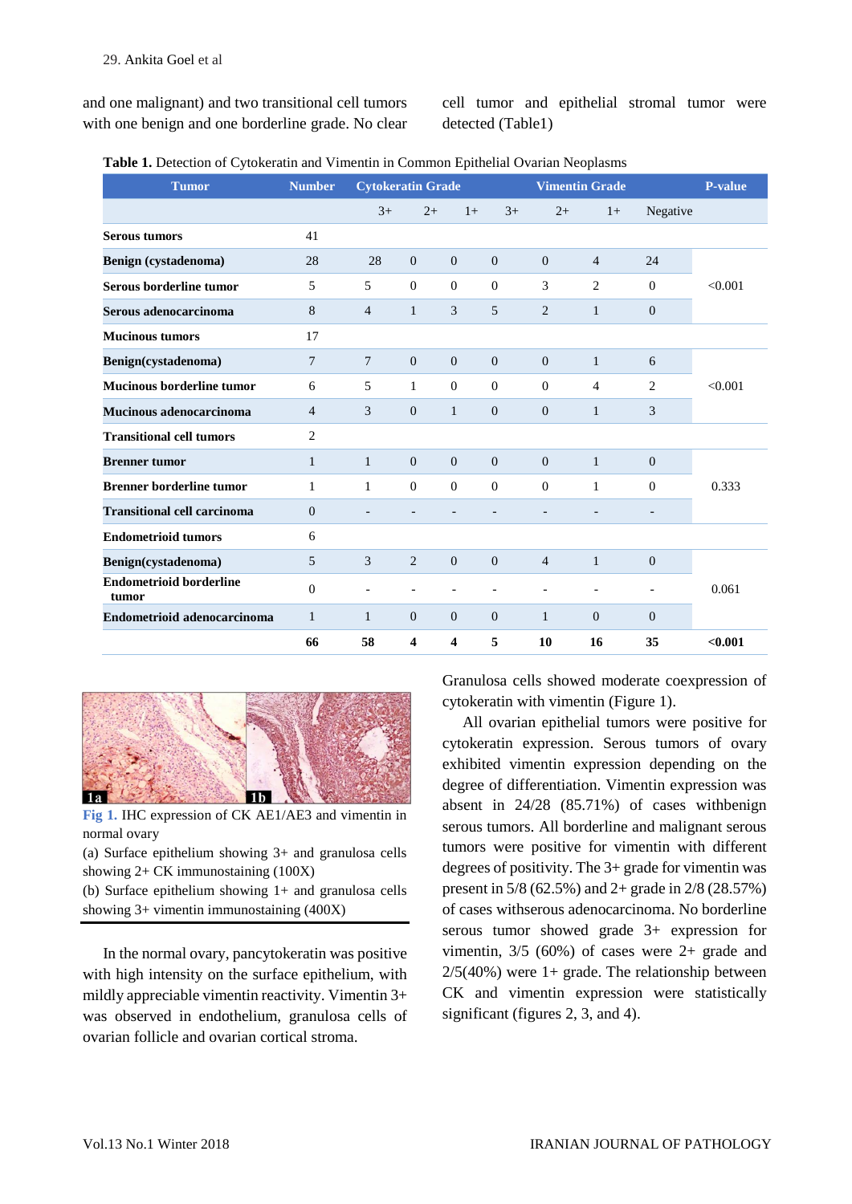and one malignant) and two transitional cell tumors with one benign and one borderline grade. No clear cell tumor and epithelial stromal tumor were detected (Table1)

**Table 1.** Detection of Cytokeratin and Vimentin in Common Epithelial Ovarian Neoplasms

| Tumor | Number | Cytokeratin Grade | | | Vimentin Grade | | | | P-value |
|---|---|---|---|---|---|---|---|---|---|
| | | 3+ | 2+ | 1+ | 3+ | 2+ | 1+ | Negative | |
| **Serous tumors** | 41 | | | | | | | | |
| **Benign (cystadenoma)** | 28 | 28 | 0 | 0 | 0 | 0 | 4 | 24 | <0.001 |
| **Serous borderline tumor** | 5 | 5 | 0 | 0 | 0 | 3 | 2 | 0 | |
| **Serous adenocarcinoma** | 8 | 4 | 1 | 3 | 5 | 2 | 1 | 0 | |
| **Mucinous tumors** | 17 | | | | | | | | |
| **Benign(cystadenoma)** | 7 | 7 | 0 | 0 | 0 | 0 | 1 | 6 | <0.001 |
| **Mucinous borderline tumor** | 6 | 5 | 1 | 0 | 0 | 0 | 4 | 2 | |
| **Mucinous adenocarcinoma** | 4 | 3 | 0 | 1 | 0 | 0 | 1 | 3 | |
| **Transitional cell tumors** | 2 | | | | | | | | |
| **Brenner tumor** | 1 | 1 | 0 | 0 | 0 | 0 | 1 | 0 | 0.333 |
| **Brenner borderline tumor** | 1 | 1 | 0 | 0 | 0 | 0 | 1 | 0 | |
| **Transitional cell carcinoma** | 0 | - | - | - | - | - | - | - | |
| **Endometrioid tumors** | 6 | | | | | | | | |
| **Benign(cystadenoma)** | 5 | 3 | 2 | 0 | 0 | 4 | 1 | 0 | 0.061 |
| **Endometrioid borderline tumor** | 0 | - | - | - | - | - | - | - | |
| **Endometrioid adenocarcinoma** | 1 | 1 | 0 | 0 | 0 | 1 | 0 | 0 | |
| | **66** | **58** | **4** | **4** | **5** | **10** | **16** | **35** | **<0.001** |

Fig 1. IHC expression of CK AE1/AE3 and vimentin in normal ovary
(a) Surface epithelium showing 3+ and granulosa cells showing 2+ CK immunostaining (100X)
(b) Surface epithelium showing 1+ and granulosa cells showing 3+ vimentin immunostaining (400X)

In the normal ovary, pancytokeratin was positive with high intensity on the surface epithelium, with mildly appreciable vimentin reactivity. Vimentin 3+ was observed in endothelium, granulosa cells of ovarian follicle and ovarian cortical stroma.

Granulosa cells showed moderate coexpression of cytokeratin with vimentin (Figure 1).

All ovarian epithelial tumors were positive for cytokeratin expression. Serous tumors of ovary exhibited vimentin expression depending on the degree of differentiation. Vimentin expression was absent in 24/28 (85.71%) of cases withbenign serous tumors. All borderline and malignant serous tumors were positive for vimentin with different degrees of positivity. The 3+ grade for vimentin was present in 5/8 (62.5%) and 2+ grade in 2/8 (28.57%) of cases withserous adenocarcinoma. No borderline serous tumor showed grade 3+ expression for vimentin, 3/5 (60%) of cases were 2+ grade and 2/5(40%) were 1+ grade. The relationship between CK and vimentin expression were statistically significant (figures 2, 3, and 4).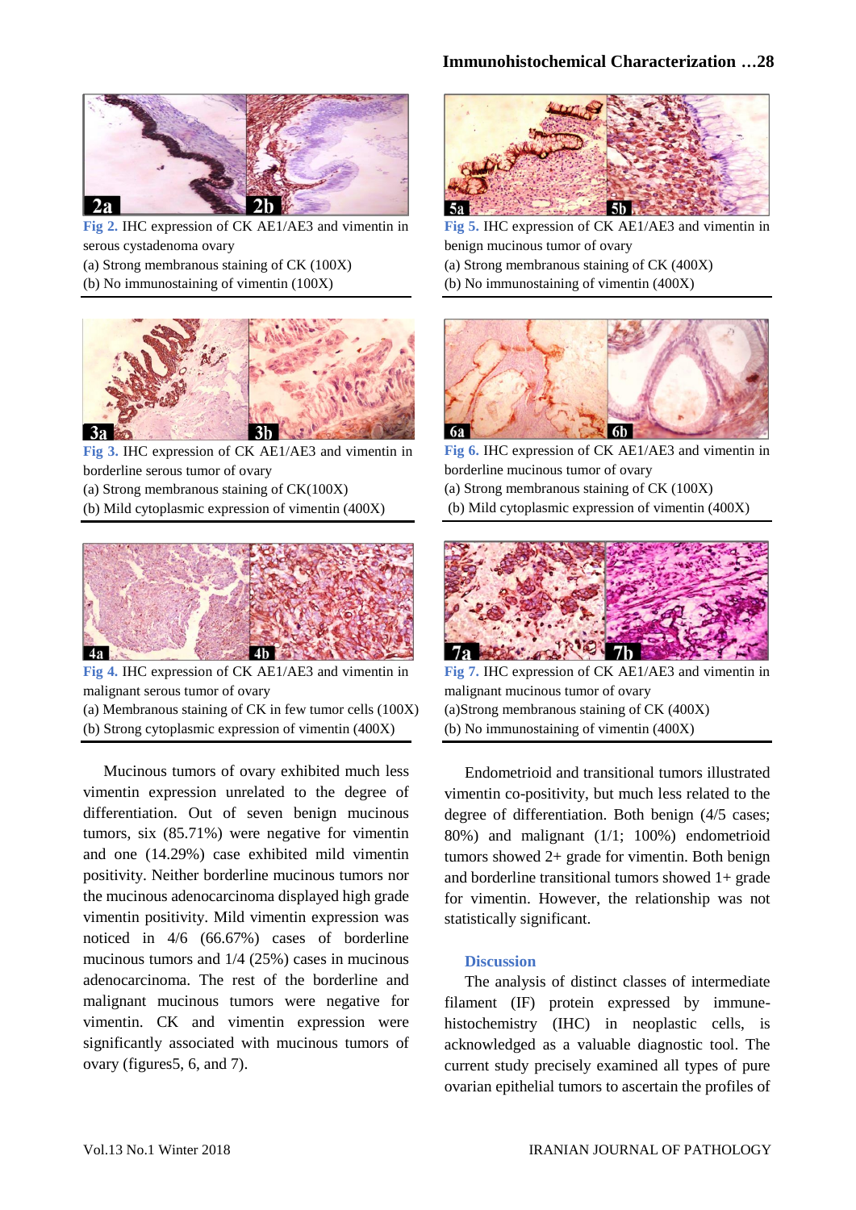Fig 2. IHC expression of CK AE1/AE3 and vimentin in serous cystadenoma ovary
(a) Strong membranous staining of CK (100X)
(b) No immunostaining of vimentin (100X)

Fig 3. IHC expression of CK AE1/AE3 and vimentin in borderline serous tumor of ovary
(a) Strong membranous staining of CK(100X)
(b) Mild cytoplasmic expression of vimentin (400X)

Fig 4. IHC expression of CK AE1/AE3 and vimentin in malignant serous tumor of ovary
(a) Membranous staining of CK in few tumor cells (100X)
(b) Strong cytoplasmic expression of vimentin (400X)

Fig 5. IHC expression of CK AE1/AE3 and vimentin in benign mucinous tumor of ovary
(a) Strong membranous staining of CK (400X)
(b) No immunostaining of vimentin (400X)

Fig 6. IHC expression of CK AE1/AE3 and vimentin in borderline mucinous tumor of ovary
(a) Strong membranous staining of CK (100X)
(b) Mild cytoplasmic expression of vimentin (400X)

Fig 7. IHC expression of CK AE1/AE3 and vimentin in malignant mucinous tumor of ovary
(a)Strong membranous staining of CK (400X)
(b) No immunostaining of vimentin (400X)

Mucinous tumors of ovary exhibited much less vimentin expression unrelated to the degree of differentiation. Out of seven benign mucinous tumors, six (85.71%) were negative for vimentin and one (14.29%) case exhibited mild vimentin positivity. Neither borderline mucinous tumors nor the mucinous adenocarcinoma displayed high grade vimentin positivity. Mild vimentin expression was noticed in 4/6 (66.67%) cases of borderline mucinous tumors and 1/4 (25%) cases in mucinous adenocarcinoma. The rest of the borderline and malignant mucinous tumors were negative for vimentin. CK and vimentin expression were significantly associated with mucinous tumors of ovary (figures5, 6, and 7).

Endometrioid and transitional tumors illustrated vimentin co-positivity, but much less related to the degree of differentiation. Both benign (4/5 cases; 80%) and malignant (1/1; 100%) endometrioid tumors showed 2+ grade for vimentin. Both benign and borderline transitional tumors showed 1+ grade for vimentin. However, the relationship was not statistically significant.

## Discussion

The analysis of distinct classes of intermediate filament (IF) protein expressed by immune-histochemistry (IHC) in neoplastic cells, is acknowledged as a valuable diagnostic tool. The current study precisely examined all types of pure ovarian epithelial tumors to ascertain the profiles of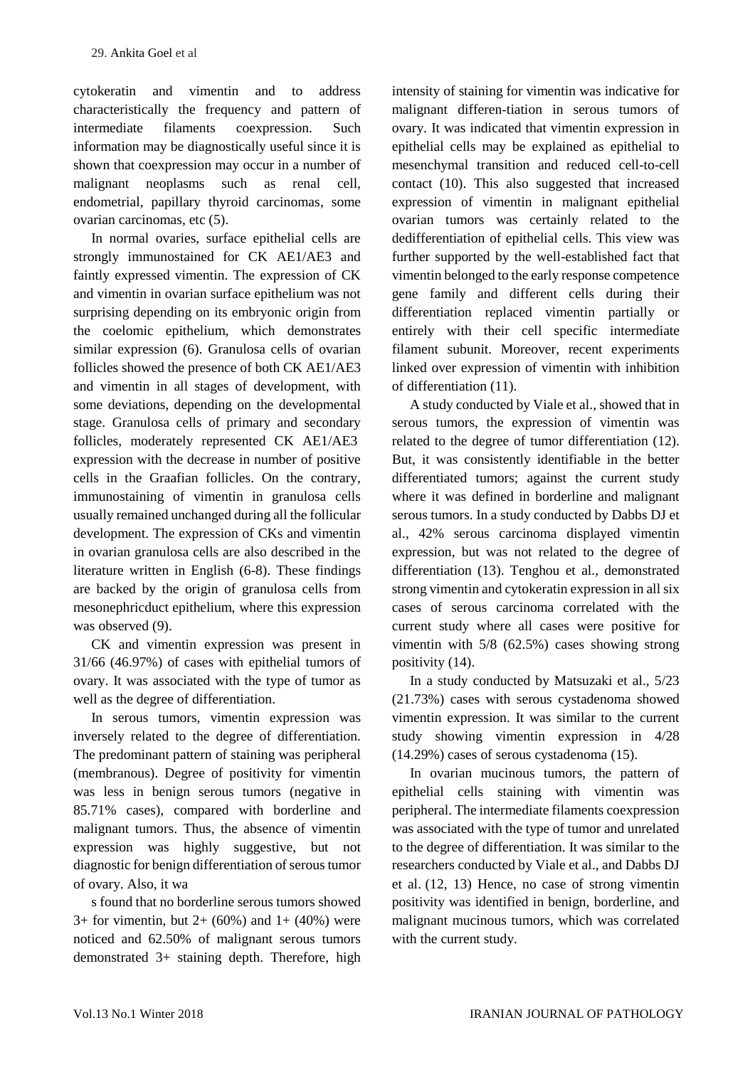cytokeratin and vimentin and to address characteristically the frequency and pattern of intermediate filaments coexpression. Such information may be diagnostically useful since it is shown that coexpression may occur in a number of malignant neoplasms such as renal cell, endometrial, papillary thyroid carcinomas, some ovarian carcinomas, etc (5).

In normal ovaries, surface epithelial cells are strongly immunostained for CK AE1/AE3 and faintly expressed vimentin. The expression of CK and vimentin in ovarian surface epithelium was not surprising depending on its embryonic origin from the coelomic epithelium, which demonstrates similar expression (6). Granulosa cells of ovarian follicles showed the presence of both CK AE1/AE3 and vimentin in all stages of development, with some deviations, depending on the developmental stage. Granulosa cells of primary and secondary follicles, moderately represented CK AE1/AE3 expression with the decrease in number of positive cells in the Graafian follicles. On the contrary, immunostaining of vimentin in granulosa cells usually remained unchanged during all the follicular development. The expression of CKs and vimentin in ovarian granulosa cells are also described in the literature written in English (6-8). These findings are backed by the origin of granulosa cells from mesonephricduct epithelium, where this expression was observed (9).

CK and vimentin expression was present in 31/66 (46.97%) of cases with epithelial tumors of ovary. It was associated with the type of tumor as well as the degree of differentiation.

In serous tumors, vimentin expression was inversely related to the degree of differentiation. The predominant pattern of staining was peripheral (membranous). Degree of positivity for vimentin was less in benign serous tumors (negative in 85.71% cases), compared with borderline and malignant tumors. Thus, the absence of vimentin expression was highly suggestive, but not diagnostic for benign differentiation of serous tumor of ovary. Also, it wa

s found that no borderline serous tumors showed 3+ for vimentin, but 2+ (60%) and 1+ (40%) were noticed and 62.50% of malignant serous tumors demonstrated 3+ staining depth. Therefore, high intensity of staining for vimentin was indicative for malignant differen-tiation in serous tumors of ovary. It was indicated that vimentin expression in epithelial cells may be explained as epithelial to mesenchymal transition and reduced cell-to-cell contact (10). This also suggested that increased expression of vimentin in malignant epithelial ovarian tumors was certainly related to the dedifferentiation of epithelial cells. This view was further supported by the well-established fact that vimentin belonged to the early response competence gene family and different cells during their differentiation replaced vimentin partially or entirely with their cell specific intermediate filament subunit. Moreover, recent experiments linked over expression of vimentin with inhibition of differentiation (11).

A study conducted by Viale et al., showed that in serous tumors, the expression of vimentin was related to the degree of tumor differentiation (12). But, it was consistently identifiable in the better differentiated tumors; against the current study where it was defined in borderline and malignant serous tumors. In a study conducted by Dabbs DJ et al., 42% serous carcinoma displayed vimentin expression, but was not related to the degree of differentiation (13). Tenghou et al., demonstrated strong vimentin and cytokeratin expression in all six cases of serous carcinoma correlated with the current study where all cases were positive for vimentin with 5/8 (62.5%) cases showing strong positivity (14).

In a study conducted by Matsuzaki et al., 5/23 (21.73%) cases with serous cystadenoma showed vimentin expression. It was similar to the current study showing vimentin expression in 4/28 (14.29%) cases of serous cystadenoma (15).

In ovarian mucinous tumors, the pattern of epithelial cells staining with vimentin was peripheral. The intermediate filaments coexpression was associated with the type of tumor and unrelated to the degree of differentiation. It was similar to the researchers conducted by Viale et al., and Dabbs DJ et al. (12, 13) Hence, no case of strong vimentin positivity was identified in benign, borderline, and malignant mucinous tumors, which was correlated with the current study.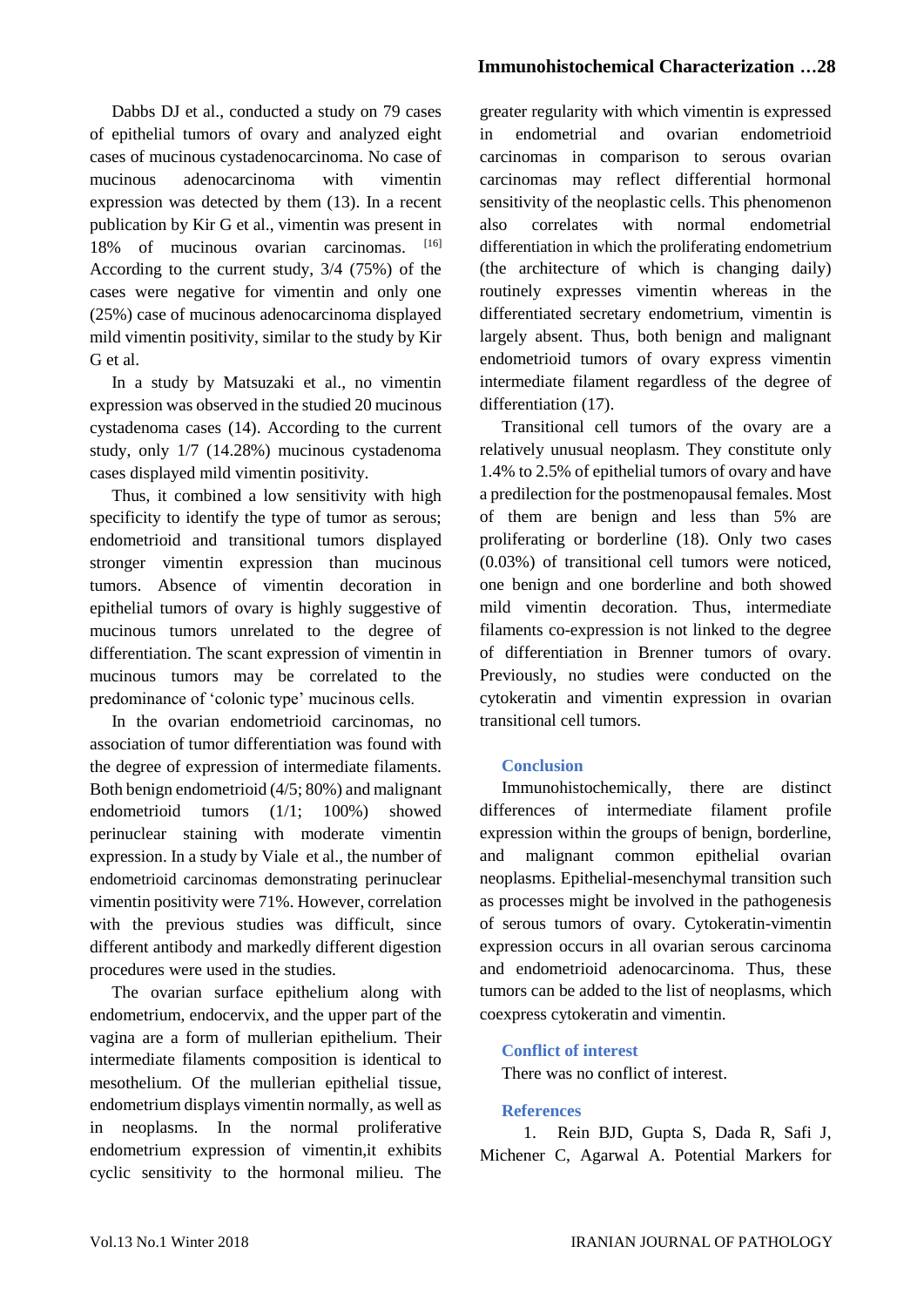Dabbs DJ et al., conducted a study on 79 cases of epithelial tumors of ovary and analyzed eight cases of mucinous cystadenocarcinoma. No case of mucinous adenocarcinoma with vimentin expression was detected by them (13). In a recent publication by Kir G et al., vimentin was present in 18% of mucinous ovarian carcinomas. [16] According to the current study, 3/4 (75%) of the cases were negative for vimentin and only one (25%) case of mucinous adenocarcinoma displayed mild vimentin positivity, similar to the study by Kir G et al.

In a study by Matsuzaki et al., no vimentin expression was observed in the studied 20 mucinous cystadenoma cases (14). According to the current study, only 1/7 (14.28%) mucinous cystadenoma cases displayed mild vimentin positivity.

Thus, it combined a low sensitivity with high specificity to identify the type of tumor as serous; endometrioid and transitional tumors displayed stronger vimentin expression than mucinous tumors. Absence of vimentin decoration in epithelial tumors of ovary is highly suggestive of mucinous tumors unrelated to the degree of differentiation. The scant expression of vimentin in mucinous tumors may be correlated to the predominance of 'colonic type' mucinous cells.

In the ovarian endometrioid carcinomas, no association of tumor differentiation was found with the degree of expression of intermediate filaments. Both benign endometrioid (4/5; 80%) and malignant endometrioid tumors (1/1; 100%) showed perinuclear staining with moderate vimentin expression. In a study by Viale et al., the number of endometrioid carcinomas demonstrating perinuclear vimentin positivity were 71%. However, correlation with the previous studies was difficult, since different antibody and markedly different digestion procedures were used in the studies.

The ovarian surface epithelium along with endometrium, endocervix, and the upper part of the vagina are a form of mullerian epithelium. Their intermediate filaments composition is identical to mesothelium. Of the mullerian epithelial tissue, endometrium displays vimentin normally, as well as in neoplasms. In the normal proliferative endometrium expression of vimentin,it exhibits cyclic sensitivity to the hormonal milieu. The greater regularity with which vimentin is expressed in endometrial and ovarian endometrioid carcinomas in comparison to serous ovarian carcinomas may reflect differential hormonal sensitivity of the neoplastic cells. This phenomenon also correlates with normal endometrial differentiation in which the proliferating endometrium (the architecture of which is changing daily) routinely expresses vimentin whereas in the differentiated secretary endometrium, vimentin is largely absent. Thus, both benign and malignant endometrioid tumors of ovary express vimentin intermediate filament regardless of the degree of differentiation (17).

Transitional cell tumors of the ovary are a relatively unusual neoplasm. They constitute only 1.4% to 2.5% of epithelial tumors of ovary and have a predilection for the postmenopausal females. Most of them are benign and less than 5% are proliferating or borderline (18). Only two cases (0.03%) of transitional cell tumors were noticed, one benign and one borderline and both showed mild vimentin decoration. Thus, intermediate filaments co-expression is not linked to the degree of differentiation in Brenner tumors of ovary. Previously, no studies were conducted on the cytokeratin and vimentin expression in ovarian transitional cell tumors.

## Conclusion

Immunohistochemically, there are distinct differences of intermediate filament profile expression within the groups of benign, borderline, and malignant common epithelial ovarian neoplasms. Epithelial-mesenchymal transition such as processes might be involved in the pathogenesis of serous tumors of ovary. Cytokeratin-vimentin expression occurs in all ovarian serous carcinoma and endometrioid adenocarcinoma. Thus, these tumors can be added to the list of neoplasms, which coexpress cytokeratin and vimentin.

## Conflict of interest

There was no conflict of interest.

## References

1. Rein BJD, Gupta S, Dada R, Safi J, Michener C, Agarwal A. Potential Markers for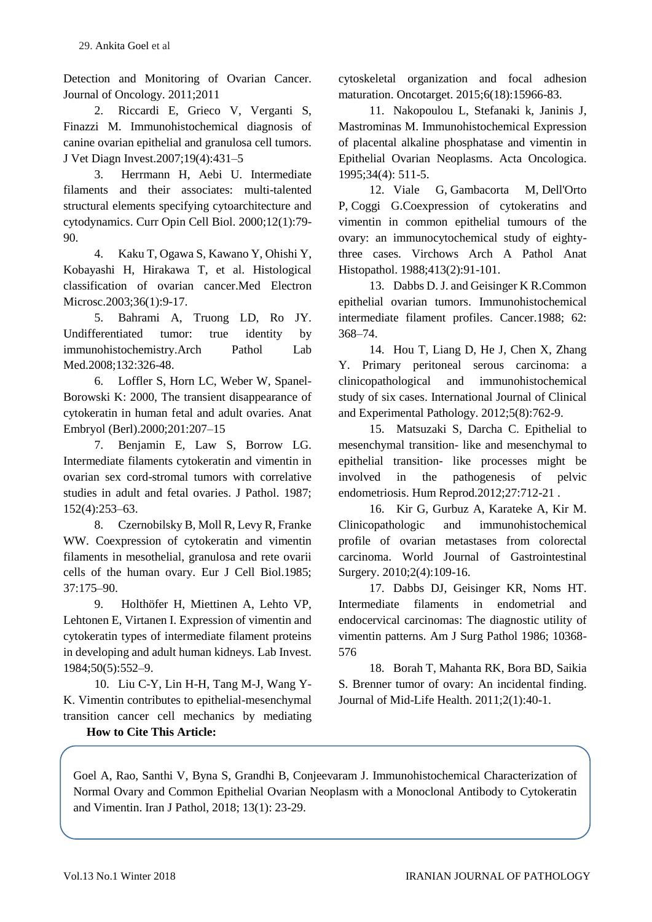Detection and Monitoring of Ovarian Cancer. Journal of Oncology. 2011;2011

2. Riccardi E, Grieco V, Verganti S, Finazzi M. Immunohistochemical diagnosis of canine ovarian epithelial and granulosa cell tumors. J Vet Diagn Invest.2007;19(4):431–5

3. Herrmann H, Aebi U. Intermediate filaments and their associates: multi-talented structural elements specifying cytoarchitecture and cytodynamics. Curr Opin Cell Biol. 2000;12(1):79-90.

4. Kaku T, Ogawa S, Kawano Y, Ohishi Y, Kobayashi H, Hirakawa T, et al. Histological classification of ovarian cancer.Med Electron Microsc.2003;36(1):9-17.

5. Bahrami A, Truong LD, Ro JY. Undifferentiated tumor: true identity by immunohistochemistry.Arch Pathol Lab Med.2008;132:326-48.

6. Loffler S, Horn LC, Weber W, Spanel-Borowski K: 2000, The transient disappearance of cytokeratin in human fetal and adult ovaries. Anat Embryol (Berl).2000;201:207–15

7. Benjamin E, Law S, Borrow LG. Intermediate filaments cytokeratin and vimentin in ovarian sex cord-stromal tumors with correlative studies in adult and fetal ovaries. J Pathol. 1987; 152(4):253–63.

8. Czernobilsky B, Moll R, Levy R, Franke WW. Coexpression of cytokeratin and vimentin filaments in mesothelial, granulosa and rete ovarii cells of the human ovary. Eur J Cell Biol.1985; 37:175–90.

9. Holthöfer H, Miettinen A, Lehto VP, Lehtonen E, Virtanen I. Expression of vimentin and cytokeratin types of intermediate filament proteins in developing and adult human kidneys. Lab Invest. 1984;50(5):552–9.

10. Liu C-Y, Lin H-H, Tang M-J, Wang Y-K. Vimentin contributes to epithelial-mesenchymal transition cancer cell mechanics by mediating cytoskeletal organization and focal adhesion maturation. Oncotarget. 2015;6(18):15966-83.

11. Nakopoulou L, Stefanaki k, Janinis J, Mastrominas M. Immunohistochemical Expression of placental alkaline phosphatase and vimentin in Epithelial Ovarian Neoplasms. Acta Oncologica. 1995;34(4): 511-5.

12. Viale G, Gambacorta M, Dell'Orto P, Coggi G.Coexpression of cytokeratins and vimentin in common epithelial tumours of the ovary: an immunocytochemical study of eighty-three cases. Virchows Arch A Pathol Anat Histopathol. 1988;413(2):91-101.

13. Dabbs D. J. and Geisinger K R.Common epithelial ovarian tumors. Immunohistochemical intermediate filament profiles. Cancer.1988; 62: 368–74.

14. Hou T, Liang D, He J, Chen X, Zhang Y. Primary peritoneal serous carcinoma: a clinicopathological and immunohistochemical study of six cases. International Journal of Clinical and Experimental Pathology. 2012;5(8):762-9.

15. Matsuzaki S, Darcha C. Epithelial to mesenchymal transition- like and mesenchymal to epithelial transition- like processes might be involved in the pathogenesis of pelvic endometriosis. Hum Reprod.2012;27:712-21 .

16. Kir G, Gurbuz A, Karateke A, Kir M. Clinicopathologic and immunohistochemical profile of ovarian metastases from colorectal carcinoma. World Journal of Gastrointestinal Surgery. 2010;2(4):109-16.

17. Dabbs DJ, Geisinger KR, Noms HT. Intermediate filaments in endometrial and endocervical carcinomas: The diagnostic utility of vimentin patterns. Am J Surg Pathol 1986; 10368-576

18. Borah T, Mahanta RK, Bora BD, Saikia S. Brenner tumor of ovary: An incidental finding. Journal of Mid-Life Health. 2011;2(1):40-1.

**How to Cite This Article:**

Goel A, Rao, Santhi V, Byna S, Grandhi B, Conjeevaram J. Immunohistochemical Characterization of Normal Ovary and Common Epithelial Ovarian Neoplasm with a Monoclonal Antibody to Cytokeratin and Vimentin. Iran J Pathol, 2018; 13(1): 23-29.